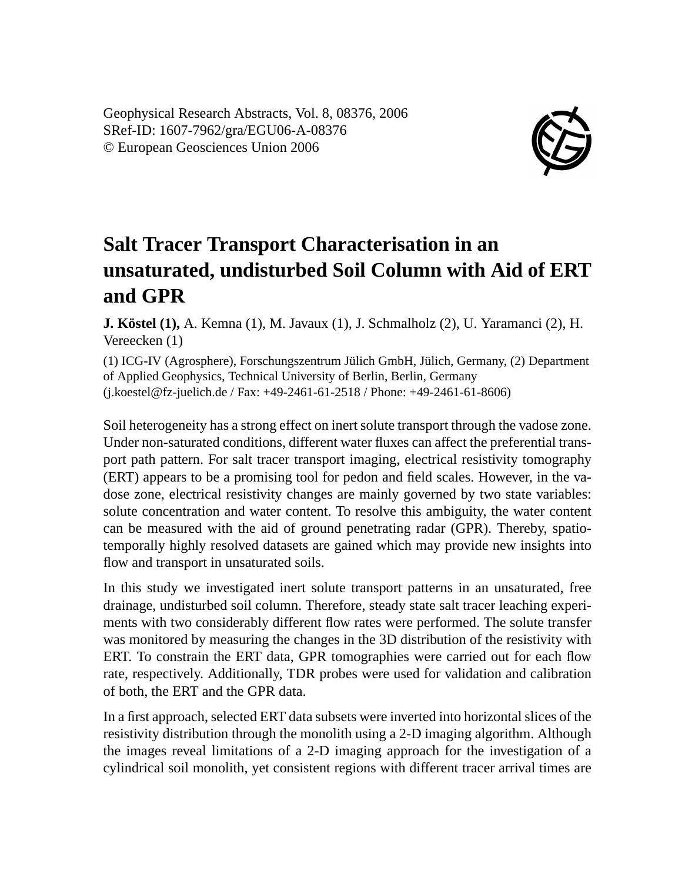Geophysical Research Abstracts, Vol. 8, 08376, 2006
SRef-ID: 1607-7962/gra/EGU06-A-08376
© European Geosciences Union 2006

# Salt Tracer Transport Characterisation in an unsaturated, undisturbed Soil Column with Aid of ERT and GPR

**J. Köstel (1),** A. Kemna (1), M. Javaux (1), J. Schmalholz (2), U. Yaramanci (2), H. Vereecken (1)

(1) ICG-IV (Agrosphere), Forschungszentrum Jülich GmbH, Jülich, Germany, (2) Department of Applied Geophysics, Technical University of Berlin, Berlin, Germany
(j.koestel@fz-juelich.de / Fax: +49-2461-61-2518 / Phone: +49-2461-61-8606)

Soil heterogeneity has a strong effect on inert solute transport through the vadose zone. Under non-saturated conditions, different water fluxes can affect the preferential transport path pattern. For salt tracer transport imaging, electrical resistivity tomography (ERT) appears to be a promising tool for pedon and field scales. However, in the vadose zone, electrical resistivity changes are mainly governed by two state variables: solute concentration and water content. To resolve this ambiguity, the water content can be measured with the aid of ground penetrating radar (GPR). Thereby, spatio-temporally highly resolved datasets are gained which may provide new insights into flow and transport in unsaturated soils.

In this study we investigated inert solute transport patterns in an unsaturated, free drainage, undisturbed soil column. Therefore, steady state salt tracer leaching experiments with two considerably different flow rates were performed. The solute transfer was monitored by measuring the changes in the 3D distribution of the resistivity with ERT. To constrain the ERT data, GPR tomographies were carried out for each flow rate, respectively. Additionally, TDR probes were used for validation and calibration of both, the ERT and the GPR data.

In a first approach, selected ERT data subsets were inverted into horizontal slices of the resistivity distribution through the monolith using a 2-D imaging algorithm. Although the images reveal limitations of a 2-D imaging approach for the investigation of a cylindrical soil monolith, yet consistent regions with different tracer arrival times are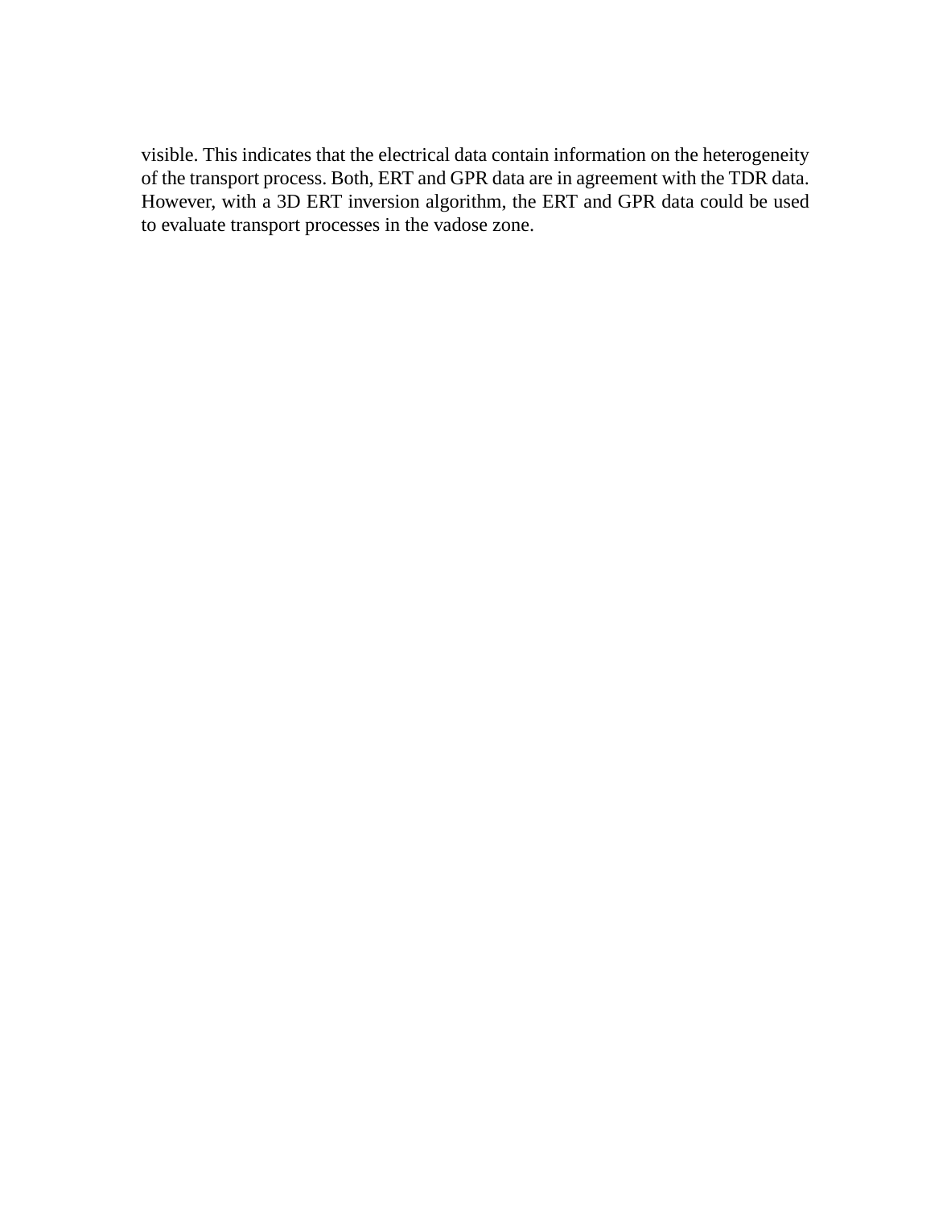visible. This indicates that the electrical data contain information on the heterogeneity of the transport process. Both, ERT and GPR data are in agreement with the TDR data. However, with a 3D ERT inversion algorithm, the ERT and GPR data could be used to evaluate transport processes in the vadose zone.